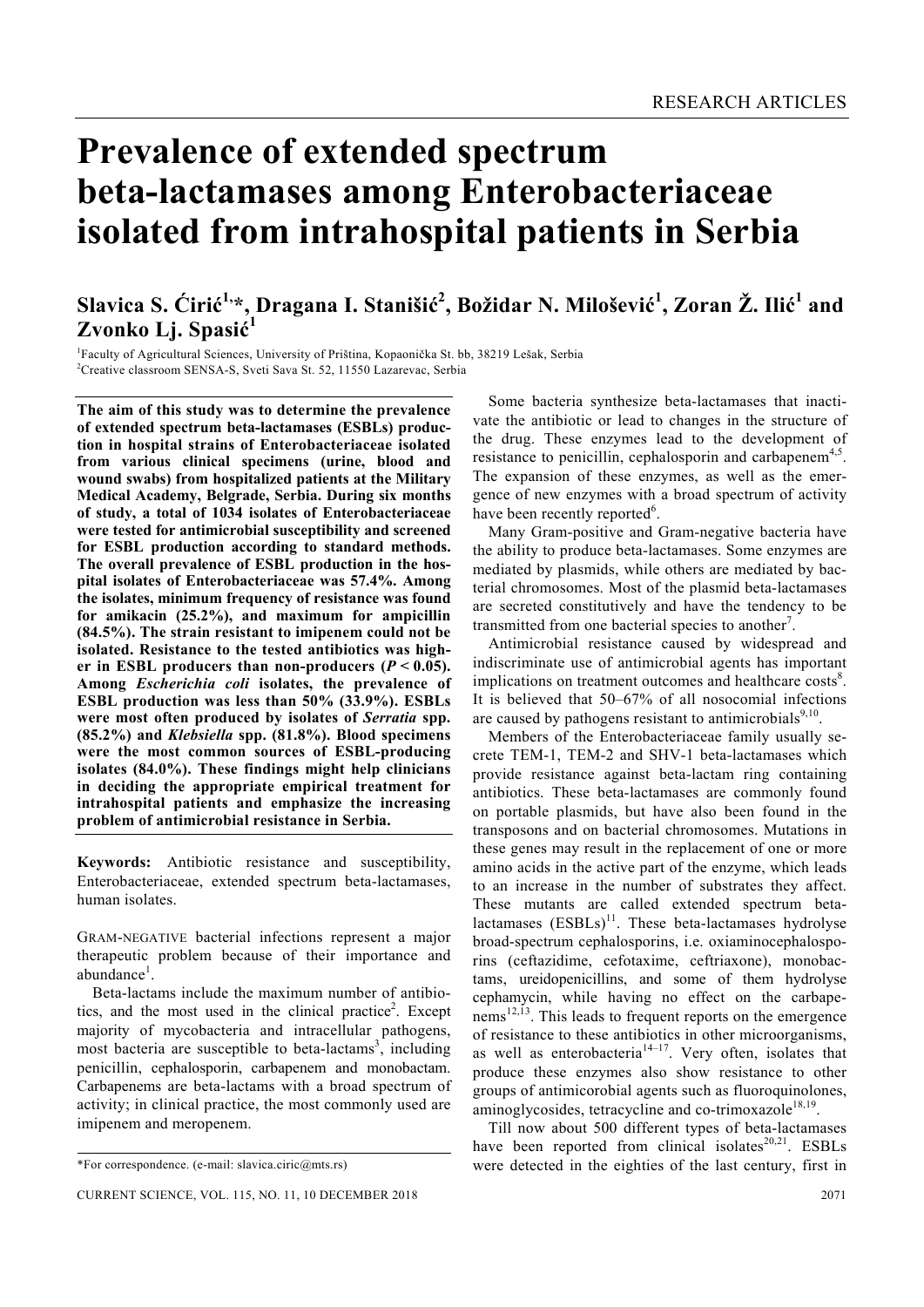# Prevalence of extended spectrum beta-lactamases among Enterobacteriaceae isolated from intrahospital patients in Serbia

**Slavica S. Ćirić[1,*], Dragana I. Stanišić[2], Božidar N. Milošević[1], Zoran Ž. Ilić[1] and Zvonko Lj. Spasić[1]**

[1]Faculty of Agricultural Sciences, University of Priština, Kopaonička St. bb, 38219 Lešak, Serbia
[2]Creative classroom SENSA-S, Sveti Sava St. 52, 11550 Lazarevac, Serbia

**The aim of this study was to determine the prevalence of extended spectrum beta-lactamases (ESBLs) production in hospital strains of Enterobacteriaceae isolated from various clinical specimens (urine, blood and wound swabs) from hospitalized patients at the Military Medical Academy, Belgrade, Serbia. During six months of study, a total of 1034 isolates of Enterobacteriaceae were tested for antimicrobial susceptibility and screened for ESBL production according to standard methods. The overall prevalence of ESBL production in the hospital isolates of Enterobacteriaceae was 57.4%. Among the isolates, minimum frequency of resistance was found for amikacin (25.2%), and maximum for ampicillin (84.5%). The strain resistant to imipenem could not be isolated. Resistance to the tested antibiotics was higher in ESBL producers than non-producers ($P < 0.05$). Among *Escherichia coli* isolates, the prevalence of ESBL production was less than 50% (33.9%). ESBLs were most often produced by isolates of *Serratia* spp. (85.2%) and *Klebsiella* spp. (81.8%). Blood specimens were the most common sources of ESBL-producing isolates (84.0%). These findings might help clinicians in deciding the appropriate empirical treatment for intrahospital patients and emphasize the increasing problem of antimicrobial resistance in Serbia.**

**Keywords:** Antibiotic resistance and susceptibility, Enterobacteriaceae, extended spectrum beta-lactamases, human isolates.

GRAM-NEGATIVE bacterial infections represent a major therapeutic problem because of their importance and abundance[1].

Beta-lactams include the maximum number of antibiotics, and the most used in the clinical practice[2]. Except majority of mycobacteria and intracellular pathogens, most bacteria are susceptible to beta-lactams[3], including penicillin, cephalosporin, carbapenem and monobactam. Carbapenems are beta-lactams with a broad spectrum of activity; in clinical practice, the most commonly used are imipenem and meropenem.

Some bacteria synthesize beta-lactamases that inactivate the antibiotic or lead to changes in the structure of the drug. These enzymes lead to the development of resistance to penicillin, cephalosporin and carbapenem[4,5]. The expansion of these enzymes, as well as the emergence of new enzymes with a broad spectrum of activity have been recently reported[6].

Many Gram-positive and Gram-negative bacteria have the ability to produce beta-lactamases. Some enzymes are mediated by plasmids, while others are mediated by bacterial chromosomes. Most of the plasmid beta-lactamases are secreted constitutively and have the tendency to be transmitted from one bacterial species to another[7].

Antimicrobial resistance caused by widespread and indiscriminate use of antimicrobial agents has important implications on treatment outcomes and healthcare costs[8]. It is believed that 50–67% of all nosocomial infections are caused by pathogens resistant to antimicrobials[9,10].

Members of the Enterobacteriaceae family usually secrete TEM-1, TEM-2 and SHV-1 beta-lactamases which provide resistance against beta-lactam ring containing antibiotics. These beta-lactamases are commonly found on portable plasmids, but have also been found in the transposons and on bacterial chromosomes. Mutations in these genes may result in the replacement of one or more amino acids in the active part of the enzyme, which leads to an increase in the number of substrates they affect. These mutants are called extended spectrum beta-lactamases (ESBLs)[11]. These beta-lactamases hydrolyse broad-spectrum cephalosporins, i.e. oxiaminocephalosporins (ceftazidime, cefotaxime, ceftriaxone), monobactams, ureidopenicillins, and some of them hydrolyse cephamycin, while having no effect on the carbapenems[12,13]. This leads to frequent reports on the emergence of resistance to these antibiotics in other microorganisms, as well as enterobacteria[14–17]. Very often, isolates that produce these enzymes also show resistance to other groups of antimicorobial agents such as fluoroquinolones, aminoglycosides, tetracycline and co-trimoxazole[18,19].

Till now about 500 different types of beta-lactamases have been reported from clinical isolates[20,21]. ESBLs were detected in the eighties of the last century, first in

*For correspondence. (e-mail: slavica.ciric@mts.rs)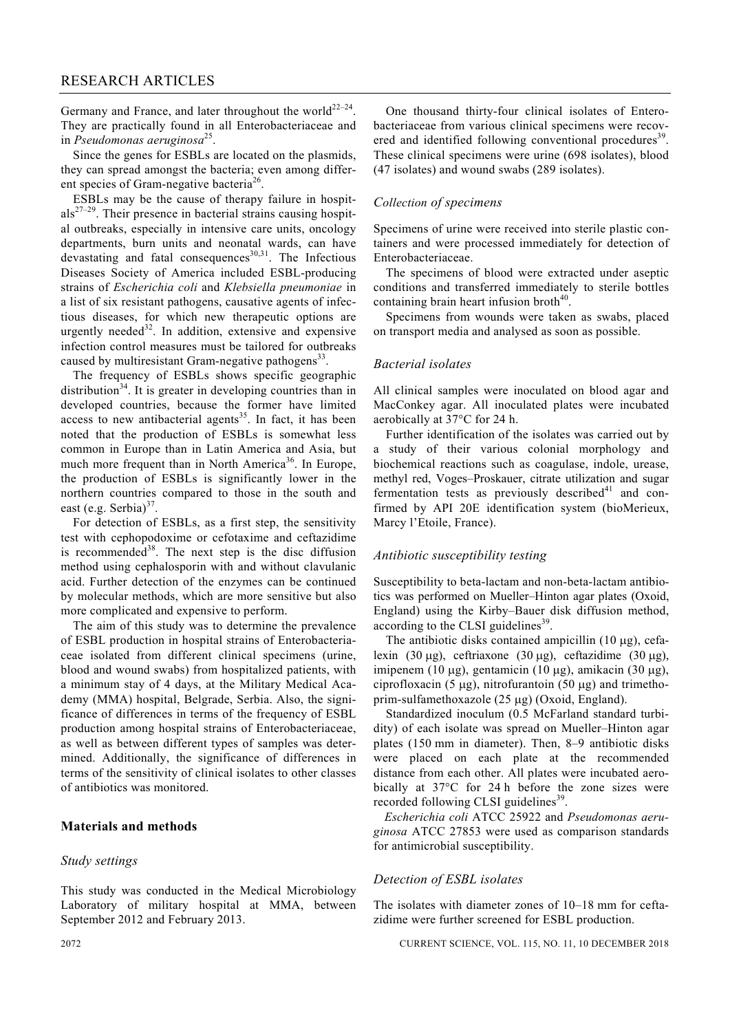Germany and France, and later throughout the world[22–24]. They are practically found in all Enterobacteriaceae and in *Pseudomonas aeruginosa*[25].

Since the genes for ESBLs are located on the plasmids, they can spread amongst the bacteria; even among different species of Gram-negative bacteria[26].

ESBLs may be the cause of therapy failure in hospitals[27–29]. Their presence in bacterial strains causing hospital outbreaks, especially in intensive care units, oncology departments, burn units and neonatal wards, can have devastating and fatal consequences[30,31]. The Infectious Diseases Society of America included ESBL-producing strains of *Escherichia coli* and *Klebsiella pneumoniae* in a list of six resistant pathogens, causative agents of infectious diseases, for which new therapeutic options are urgently needed[32]. In addition, extensive and expensive infection control measures must be tailored for outbreaks caused by multiresistant Gram-negative pathogens[33].

The frequency of ESBLs shows specific geographic distribution[34]. It is greater in developing countries than in developed countries, because the former have limited access to new antibacterial agents[35]. In fact, it has been noted that the production of ESBLs is somewhat less common in Europe than in Latin America and Asia, but much more frequent than in North America[36]. In Europe, the production of ESBLs is significantly lower in the northern countries compared to those in the south and east (e.g. Serbia)[37].

For detection of ESBLs, as a first step, the sensitivity test with cephopodoxime or cefotaxime and ceftazidime is recommended[38]. The next step is the disc diffusion method using cephalosporin with and without clavulanic acid. Further detection of the enzymes can be continued by molecular methods, which are more sensitive but also more complicated and expensive to perform.

The aim of this study was to determine the prevalence of ESBL production in hospital strains of Enterobacteriaceae isolated from different clinical specimens (urine, blood and wound swabs) from hospitalized patients, with a minimum stay of 4 days, at the Military Medical Academy (MMA) hospital, Belgrade, Serbia. Also, the significance of differences in terms of the frequency of ESBL production among hospital strains of Enterobacteriaceae, as well as between different types of samples was determined. Additionally, the significance of differences in terms of the sensitivity of clinical isolates to other classes of antibiotics was monitored.

## Materials and methods

### Study settings

This study was conducted in the Medical Microbiology Laboratory of military hospital at MMA, between September 2012 and February 2013.

One thousand thirty-four clinical isolates of Enterobacteriaceae from various clinical specimens were recovered and identified following conventional procedures[39]. These clinical specimens were urine (698 isolates), blood (47 isolates) and wound swabs (289 isolates).

### Collection of specimens

Specimens of urine were received into sterile plastic containers and were processed immediately for detection of Enterobacteriaceae.

The specimens of blood were extracted under aseptic conditions and transferred immediately to sterile bottles containing brain heart infusion broth[40].

Specimens from wounds were taken as swabs, placed on transport media and analysed as soon as possible.

### Bacterial isolates

All clinical samples were inoculated on blood agar and MacConkey agar. All inoculated plates were incubated aerobically at 37°C for 24 h.

Further identification of the isolates was carried out by a study of their various colonial morphology and biochemical reactions such as coagulase, indole, urease, methyl red, Voges–Proskauer, citrate utilization and sugar fermentation tests as previously described[41] and confirmed by API 20E identification system (bioMerieux, Marcy l'Etoile, France).

### Antibiotic susceptibility testing

Susceptibility to beta-lactam and non-beta-lactam antibiotics was performed on Mueller–Hinton agar plates (Oxoid, England) using the Kirby–Bauer disk diffusion method, according to the CLSI guidelines[39].

The antibiotic disks contained ampicillin (10 μg), cefalexin (30 μg), ceftriaxone (30 μg), ceftazidime (30 μg), imipenem (10 μg), gentamicin (10 μg), amikacin (30 μg), ciprofloxacin (5 μg), nitrofurantoin (50 μg) and trimethoprim-sulfamethoxazole (25 μg) (Oxoid, England).

Standardized inoculum (0.5 McFarland standard turbidity) of each isolate was spread on Mueller–Hinton agar plates (150 mm in diameter). Then, 8–9 antibiotic disks were placed on each plate at the recommended distance from each other. All plates were incubated aerobically at 37°C for 24 h before the zone sizes were recorded following CLSI guidelines[39].

*Escherichia coli* ATCC 25922 and *Pseudomonas aeruginosa* ATCC 27853 were used as comparison standards for antimicrobial susceptibility.

### Detection of ESBL isolates

The isolates with diameter zones of 10–18 mm for ceftazidime were further screened for ESBL production.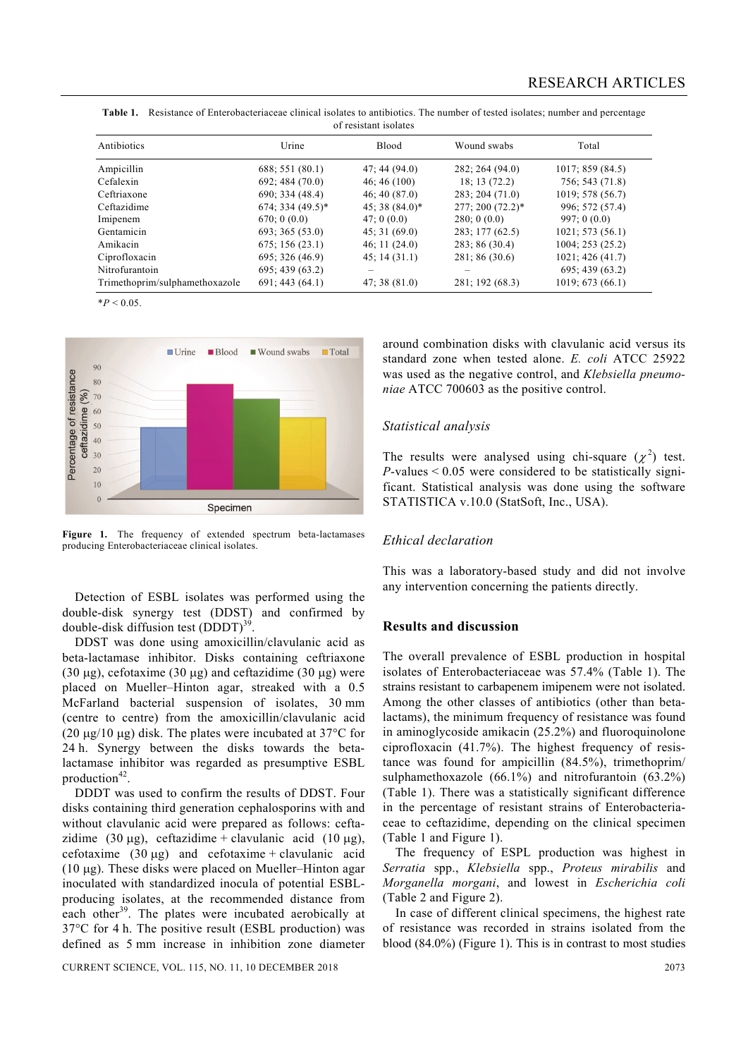**Table 1.** Resistance of Enterobacteriaceae clinical isolates to antibiotics. The number of tested isolates; number and percentage of resistant isolates

| Antibiotics | Urine | Blood | Wound swabs | Total |
|---|---|---|---|---|
| Ampicillin | 688; 551 (80.1) | 47; 44 (94.0) | 282; 264 (94.0) | 1017; 859 (84.5) |
| Cefalexin | 692; 484 (70.0) | 46; 46 (100) | 18; 13 (72.2) | 756; 543 (71.8) |
| Ceftriaxone | 690; 334 (48.4) | 46; 40 (87.0) | 283; 204 (71.0) | 1019; 578 (56.7) |
| Ceftazidime | 674; 334 (49.5)* | 45; 38 (84.0)* | 277; 200 (72.2)* | 996; 572 (57.4) |
| Imipenem | 670; 0 (0.0) | 47; 0 (0.0) | 280; 0 (0.0) | 997; 0 (0.0) |
| Gentamicin | 693; 365 (53.0) | 45; 31 (69.0) | 283; 177 (62.5) | 1021; 573 (56.1) |
| Amikacin | 675; 156 (23.1) | 46; 11 (24.0) | 283; 86 (30.4) | 1004; 253 (25.2) |
| Ciprofloxacin | 695; 326 (46.9) | 45; 14 (31.1) | 281; 86 (30.6) | 1021; 426 (41.7) |
| Nitrofurantoin | 695; 439 (63.2) | – | – | 695; 439 (63.2) |
| Trimethoprim/sulphamethoxazole | 691; 443 (64.1) | 47; 38 (81.0) | 281; 192 (68.3) | 1019; 673 (66.1) |

$^*P < 0.05$.

**Figure 1.** The frequency of extended spectrum beta-lactamases producing Enterobacteriaceae clinical isolates.

Detection of ESBL isolates was performed using the double-disk synergy test (DDST) and confirmed by double-disk diffusion test (DDDT)[39].

DDST was done using amoxicillin/clavulanic acid as beta-lactamase inhibitor. Disks containing ceftriaxone (30 μg), cefotaxime (30 μg) and ceftazidime (30 μg) were placed on Mueller–Hinton agar, streaked with a 0.5 McFarland bacterial suspension of isolates, 30 mm (centre to centre) from the amoxicillin/clavulanic acid (20 μg/10 μg) disk. The plates were incubated at 37°C for 24 h. Synergy between the disks towards the beta-lactamase inhibitor was regarded as presumptive ESBL production[42].

DDDT was used to confirm the results of DDST. Four disks containing third generation cephalosporins with and without clavulanic acid were prepared as follows: ceftazidime (30 μg), ceftazidime + clavulanic acid (10 μg), cefotaxime (30 μg) and cefotaxime + clavulanic acid (10 μg). These disks were placed on Mueller–Hinton agar inoculated with standardized inocula of potential ESBL-producing isolates, at the recommended distance from each other[39]. The plates were incubated aerobically at 37°C for 4 h. The positive result (ESBL production) was defined as 5 mm increase in inhibition zone diameter around combination disks with clavulanic acid versus its standard zone when tested alone. *E. coli* ATCC 25922 was used as the negative control, and *Klebsiella pneumoniae* ATCC 700603 as the positive control.

### *Statistical analysis*

The results were analysed using chi-square ($\chi^2$) test. *P*-values < 0.05 were considered to be statistically significant. Statistical analysis was done using the software STATISTICA v.10.0 (StatSoft, Inc., USA).

### *Ethical declaration*

This was a laboratory-based study and did not involve any intervention concerning the patients directly.

## Results and discussion

The overall prevalence of ESBL production in hospital isolates of Enterobacteriaceae was 57.4% (Table 1). The strains resistant to carbapenem imipenem were not isolated. Among the other classes of antibiotics (other than beta-lactams), the minimum frequency of resistance was found in aminoglycoside amikacin (25.2%) and fluoroquinolone ciprofloxacin (41.7%). The highest frequency of resistance was found for ampicillin (84.5%), trimethoprim/sulphamethoxazole (66.1%) and nitrofurantoin (63.2%) (Table 1). There was a statistically significant difference in the percentage of resistant strains of Enterobacteriaceae to ceftazidime, depending on the clinical specimen (Table 1 and Figure 1).

The frequency of ESPL production was highest in *Serratia* spp., *Klebsiella* spp., *Proteus mirabilis* and *Morganella morgani*, and lowest in *Escherichia coli* (Table 2 and Figure 2).

In case of different clinical specimens, the highest rate of resistance was recorded in strains isolated from the blood (84.0%) (Figure 1). This is in contrast to most studies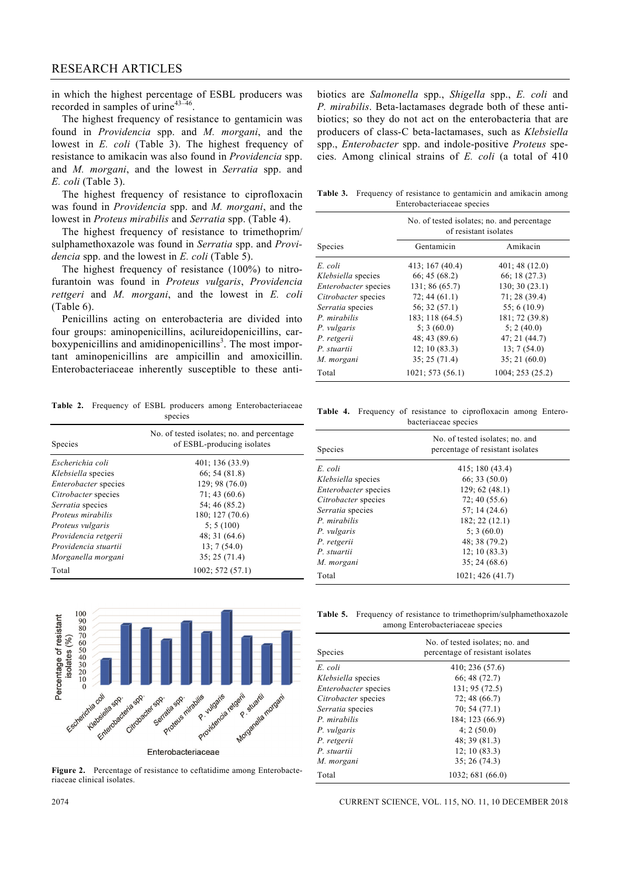in which the highest percentage of ESBL producers was recorded in samples of urine[43–46].

The highest frequency of resistance to gentamicin was found in *Providencia* spp. and *M. morgani*, and the lowest in *E. coli* (Table 3). The highest frequency of resistance to amikacin was also found in *Providencia* spp. and *M. morgani*, and the lowest in *Serratia* spp. and *E. coli* (Table 3).

The highest frequency of resistance to ciprofloxacin was found in *Providencia* spp. and *M. morgani*, and the lowest in *Proteus mirabilis* and *Serratia* spp. (Table 4).

The highest frequency of resistance to trimethoprim/sulphamethoxazole was found in *Serratia* spp. and *Providencia* spp. and the lowest in *E. coli* (Table 5).

The highest frequency of resistance (100%) to nitrofurantoin was found in *Proteus vulgaris*, *Providencia rettgeri* and *M. morgani*, and the lowest in *E. coli* (Table 6).

Penicillins acting on enterobacteria are divided into four groups: aminopenicillins, acilureidopenicillins, carboxypenicillins and amidinopenicillins[3]. The most important aminopenicillins are ampicillin and amoxicillin. Enterobacteriaceae inherently susceptible to these antibiotics are *Salmonella* spp., *Shigella* spp., *E. coli* and *P. mirabilis*. Beta-lactamases degrade both of these antibiotics; so they do not act on the enterobacteria that are producers of class-C beta-lactamases, such as *Klebsiella* spp., *Enterobacter* spp. and indole-positive *Proteus* species. Among clinical strains of *E. coli* (a total of 410

**Table 2.** Frequency of ESBL producers among Enterobacteriaceae species

| Species | No. of tested isolates; no. and percentage of ESBL-producing isolates |
|---|---|
| *Escherichia coli* | 401; 136 (33.9) |
| *Klebsiella* species | 66; 54 (81.8) |
| *Enterobacter* species | 129; 98 (76.0) |
| *Citrobacter* species | 71; 43 (60.6) |
| *Serratia* species | 54; 46 (85.2) |
| *Proteus mirabilis* | 180; 127 (70.6) |
| *Proteus vulgaris* | 5; 5 (100) |
| *Providencia retgerii* | 48; 31 (64.6) |
| *Providencia stuartii* | 13; 7 (54.0) |
| *Morganella morgani* | 35; 25 (71.4) |
| Total | 1002; 572 (57.1) |

**Figure 2.** Percentage of resistance to ceftatidime among Enterobacteriaceae clinical isolates.

**Table 3.** Frequency of resistance to gentamicin and amikacin among Enterobacteriaceae species

| Species | No. of tested isolates; no. and percentage of resistant isolates | |
|---|---|---|
| | Gentamicin | Amikacin |
| *E. coli* | 413; 167 (40.4) | 401; 48 (12.0) |
| *Klebsiella* species | 66; 45 (68.2) | 66; 18 (27.3) |
| *Enterobacter* species | 131; 86 (65.7) | 130; 30 (23.1) |
| *Citrobacter* species | 72; 44 (61.1) | 71; 28 (39.4) |
| *Serratia* species | 56; 32 (57.1) | 55; 6 (10.9) |
| *P. mirabilis* | 183; 118 (64.5) | 181; 72 (39.8) |
| *P. vulgaris* | 5; 3 (60.0) | 5; 2 (40.0) |
| *P. retgerii* | 48; 43 (89.6) | 47; 21 (44.7) |
| *P. stuartii* | 12; 10 (83.3) | 13; 7 (54.0) |
| *M. morgani* | 35; 25 (71.4) | 35; 21 (60.0) |
| Total | 1021; 573 (56.1) | 1004; 253 (25.2) |

**Table 4.** Frequency of resistance to ciprofloxacin among Enterobacteriaceae species

| Species | No. of tested isolates; no. and percentage of resistant isolates |
|---|---|
| *E. coli* | 415; 180 (43.4) |
| *Klebsiella* species | 66; 33 (50.0) |
| *Enterobacter* species | 129; 62 (48.1) |
| *Citrobacter* species | 72; 40 (55.6) |
| *Serratia* species | 57; 14 (24.6) |
| *P. mirabilis* | 182; 22 (12.1) |
| *P. vulgaris* | 5; 3 (60.0) |
| *P. retgerii* | 48; 38 (79.2) |
| *P. stuartii* | 12; 10 (83.3) |
| *M. morgani* | 35; 24 (68.6) |
| Total | 1021; 426 (41.7) |

**Table 5.** Frequency of resistance to trimethoprim/sulphamethoxazole among Enterobacteriaceae species

| Species | No. of tested isolates; no. and percentage of resistant isolates |
|---|---|
| *E. coli* | 410; 236 (57.6) |
| *Klebsiella* species | 66; 48 (72.7) |
| *Enterobacter* species | 131; 95 (72.5) |
| *Citrobacter* species | 72; 48 (66.7) |
| *Serratia* species | 70; 54 (77.1) |
| *P. mirabilis* | 184; 123 (66.9) |
| *P. vulgaris* | 4; 2 (50.0) |
| *P. retgerii* | 48; 39 (81.3) |
| *P. stuartii* | 12; 10 (83.3) |
| *M. morgani* | 35; 26 (74.3) |
| Total | 1032; 681 (66.0) |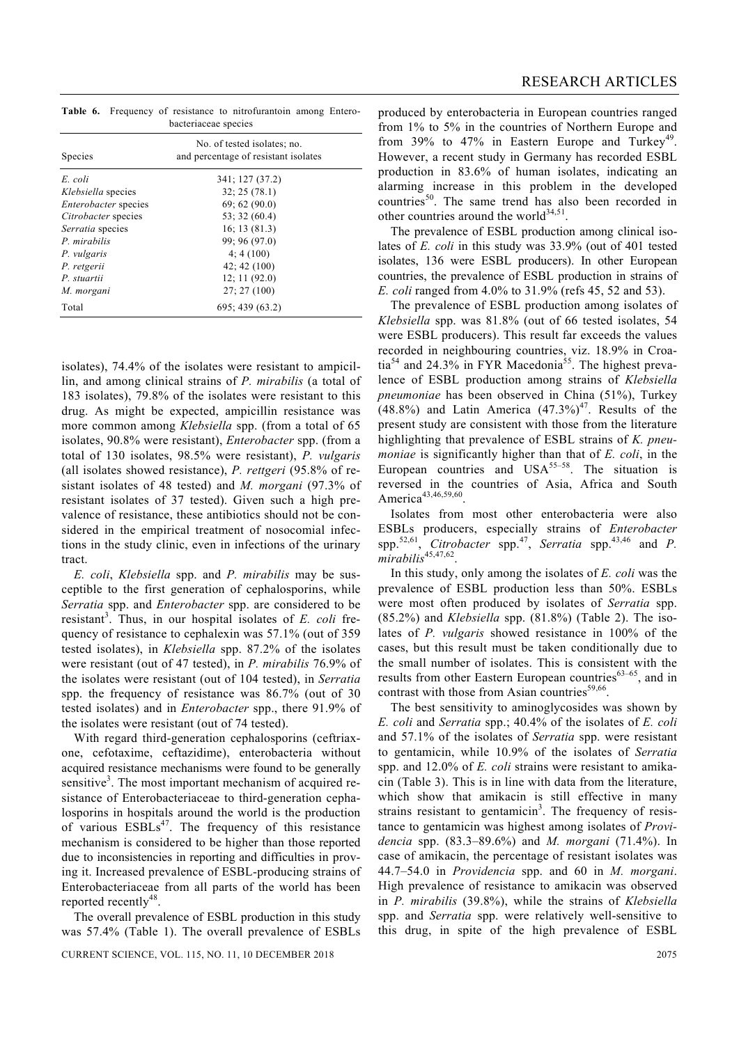**Table 6.** Frequency of resistance to nitrofurantoin among Enterobacteriaceae species

| Species | No. of tested isolates; no. and percentage of resistant isolates |
|---|---|
| *E. coli* | 341; 127 (37.2) |
| *Klebsiella* species | 32; 25 (78.1) |
| *Enterobacter* species | 69; 62 (90.0) |
| *Citrobacter* species | 53; 32 (60.4) |
| *Serratia* species | 16; 13 (81.3) |
| *P. mirabilis* | 99; 96 (97.0) |
| *P. vulgaris* | 4; 4 (100) |
| *P. retgerii* | 42; 42 (100) |
| *P. stuartii* | 12; 11 (92.0) |
| *M. morgani* | 27; 27 (100) |
| Total | 695; 439 (63.2) |

isolates), 74.4% of the isolates were resistant to ampicillin, and among clinical strains of *P. mirabilis* (a total of 183 isolates), 79.8% of the isolates were resistant to this drug. As might be expected, ampicillin resistance was more common among *Klebsiella* spp. (from a total of 65 isolates, 90.8% were resistant), *Enterobacter* spp. (from a total of 130 isolates, 98.5% were resistant), *P. vulgaris* (all isolates showed resistance), *P. rettgeri* (95.8% of resistant isolates of 48 tested) and *M. morgani* (97.3% of resistant isolates of 37 tested). Given such a high prevalence of resistance, these antibiotics should not be considered in the empirical treatment of nosocomial infections in the study clinic, even in infections of the urinary tract.

*E. coli*, *Klebsiella* spp. and *P. mirabilis* may be susceptible to the first generation of cephalosporins, while *Serratia* spp. and *Enterobacter* spp. are considered to be resistant[3]. Thus, in our hospital isolates of *E. coli* frequency of resistance to cephalexin was 57.1% (out of 359 tested isolates), in *Klebsiella* spp. 87.2% of the isolates were resistant (out of 47 tested), in *P. mirabilis* 76.9% of the isolates were resistant (out of 104 tested), in *Serratia* spp. the frequency of resistance was 86.7% (out of 30 tested isolates) and in *Enterobacter* spp., there 91.9% of the isolates were resistant (out of 74 tested).

With regard third-generation cephalosporins (ceftriaxone, cefotaxime, ceftazidime), enterobacteria without acquired resistance mechanisms were found to be generally sensitive[3]. The most important mechanism of acquired resistance of Enterobacteriaceae to third-generation cephalosporins in hospitals around the world is the production of various ESBLs[47]. The frequency of this resistance mechanism is considered to be higher than those reported due to inconsistencies in reporting and difficulties in proving it. Increased prevalence of ESBL-producing strains of Enterobacteriaceae from all parts of the world has been reported recently[48].

The overall prevalence of ESBL production in this study was 57.4% (Table 1). The overall prevalence of ESBLs produced by enterobacteria in European countries ranged from 1% to 5% in the countries of Northern Europe and from 39% to 47% in Eastern Europe and Turkey[49]. However, a recent study in Germany has recorded ESBL production in 83.6% of human isolates, indicating an alarming increase in this problem in the developed countries[50]. The same trend has also been recorded in other countries around the world[34,51].

The prevalence of ESBL production among clinical isolates of *E. coli* in this study was 33.9% (out of 401 tested isolates, 136 were ESBL producers). In other European countries, the prevalence of ESBL production in strains of *E. coli* ranged from 4.0% to 31.9% (refs 45, 52 and 53).

The prevalence of ESBL production among isolates of *Klebsiella* spp. was 81.8% (out of 66 tested isolates, 54 were ESBL producers). This result far exceeds the values recorded in neighbouring countries, viz. 18.9% in Croatia[54] and 24.3% in FYR Macedonia[55]. The highest prevalence of ESBL production among strains of *Klebsiella pneumoniae* has been observed in China (51%), Turkey (48.8%) and Latin America (47.3%)[47]. Results of the present study are consistent with those from the literature highlighting that prevalence of ESBL strains of *K. pneumoniae* is significantly higher than that of *E. coli*, in the European countries and USA[55–58]. The situation is reversed in the countries of Asia, Africa and South America[43,46,59,60].

Isolates from most other enterobacteria were also ESBLs producers, especially strains of *Enterobacter* spp.[52,61], *Citrobacter* spp.[47], *Serratia* spp.[43,46] and *P. mirabilis*[45,47,62].

In this study, only among the isolates of *E. coli* was the prevalence of ESBL production less than 50%. ESBLs were most often produced by isolates of *Serratia* spp. (85.2%) and *Klebsiella* spp. (81.8%) (Table 2). The isolates of *P. vulgaris* showed resistance in 100% of the cases, but this result must be taken conditionally due to the small number of isolates. This is consistent with the results from other Eastern European countries[63–65], and in contrast with those from Asian countries[59,66].

The best sensitivity to aminoglycosides was shown by *E. coli* and *Serratia* spp.; 40.4% of the isolates of *E. coli* and 57.1% of the isolates of *Serratia* spp. were resistant to gentamicin, while 10.9% of the isolates of *Serratia* spp. and 12.0% of *E. coli* strains were resistant to amikacin (Table 3). This is in line with data from the literature, which show that amikacin is still effective in many strains resistant to gentamicin[3]. The frequency of resistance to gentamicin was highest among isolates of *Providencia* spp. (83.3–89.6%) and *M. morgani* (71.4%). In case of amikacin, the percentage of resistant isolates was 44.7–54.0 in *Providencia* spp. and 60 in *M. morgani*. High prevalence of resistance to amikacin was observed in *P. mirabilis* (39.8%), while the strains of *Klebsiella* spp. and *Serratia* spp. were relatively well-sensitive to this drug, in spite of the high prevalence of ESBL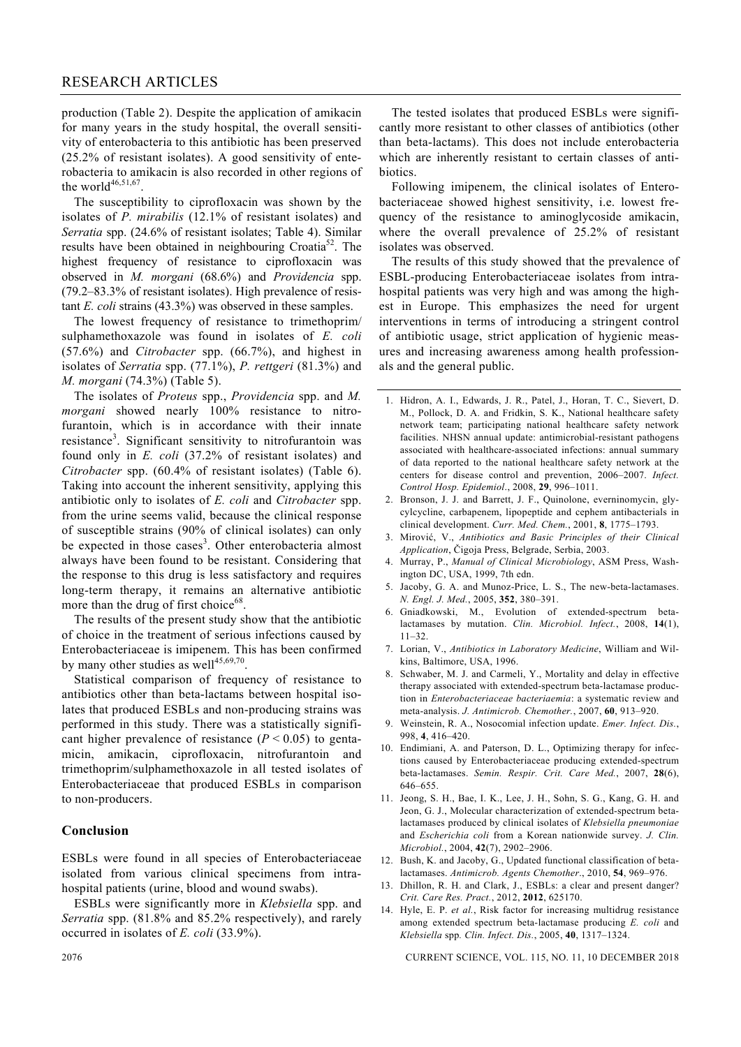production (Table 2). Despite the application of amikacin for many years in the study hospital, the overall sensitivity of enterobacteria to this antibiotic has been preserved (25.2% of resistant isolates). A good sensitivity of enterobacteria to amikacin is also recorded in other regions of the world[46,51,67].

The susceptibility to ciprofloxacin was shown by the isolates of *P. mirabilis* (12.1% of resistant isolates) and *Serratia* spp. (24.6% of resistant isolates; Table 4). Similar results have been obtained in neighbouring Croatia[52]. The highest frequency of resistance to ciprofloxacin was observed in *M. morgani* (68.6%) and *Providencia* spp. (79.2–83.3% of resistant isolates). High prevalence of resistant *E. coli* strains (43.3%) was observed in these samples.

The lowest frequency of resistance to trimethoprim/sulphamethoxazole was found in isolates of *E. coli* (57.6%) and *Citrobacter* spp. (66.7%), and highest in isolates of *Serratia* spp. (77.1%), *P. rettgeri* (81.3%) and *M. morgani* (74.3%) (Table 5).

The isolates of *Proteus* spp., *Providencia* spp. and *M. morgani* showed nearly 100% resistance to nitrofurantoin, which is in accordance with their innate resistance[3]. Significant sensitivity to nitrofurantoin was found only in *E. coli* (37.2% of resistant isolates) and *Citrobacter* spp. (60.4% of resistant isolates) (Table 6). Taking into account the inherent sensitivity, applying this antibiotic only to isolates of *E. coli* and *Citrobacter* spp. from the urine seems valid, because the clinical response of susceptible strains (90% of clinical isolates) can only be expected in those cases[3]. Other enterobacteria almost always have been found to be resistant. Considering that the response to this drug is less satisfactory and requires long-term therapy, it remains an alternative antibiotic more than the drug of first choice[68].

The results of the present study show that the antibiotic of choice in the treatment of serious infections caused by Enterobacteriaceae is imipenem. This has been confirmed by many other studies as well[45,69,70].

Statistical comparison of frequency of resistance to antibiotics other than beta-lactams between hospital isolates that produced ESBLs and non-producing strains was performed in this study. There was a statistically significant higher prevalence of resistance ($P < 0.05$) to gentamicin, amikacin, ciprofloxacin, nitrofurantoin and trimethoprim/sulphamethoxazole in all tested isolates of Enterobacteriaceae that produced ESBLs in comparison to non-producers.

## Conclusion

ESBLs were found in all species of Enterobacteriaceae isolated from various clinical specimens from intra-hospital patients (urine, blood and wound swabs).

ESBLs were significantly more in *Klebsiella* spp. and *Serratia* spp. (81.8% and 85.2% respectively), and rarely occurred in isolates of *E. coli* (33.9%).

The tested isolates that produced ESBLs were significantly more resistant to other classes of antibiotics (other than beta-lactams). This does not include enterobacteria which are inherently resistant to certain classes of antibiotics.

Following imipenem, the clinical isolates of Enterobacteriaceae showed highest sensitivity, i.e. lowest frequency of the resistance to aminoglycoside amikacin, where the overall prevalence of 25.2% of resistant isolates was observed.

The results of this study showed that the prevalence of ESBL-producing Enterobacteriaceae isolates from intra-hospital patients was very high and was among the highest in Europe. This emphasizes the need for urgent interventions in terms of introducing a stringent control of antibiotic usage, strict application of hygienic measures and increasing awareness among health professionals and the general public.

1. Hidron, A. I., Edwards, J. R., Patel, J., Horan, T. C., Sievert, D. M., Pollock, D. A. and Fridkin, S. K., National healthcare safety network team; participating national healthcare safety network facilities. NHSN annual update: antimicrobial-resistant pathogens associated with healthcare-associated infections: annual summary of data reported to the national healthcare safety network at the centers for disease control and prevention, 2006–2007. *Infect. Control Hosp. Epidemiol.*, 2008, **29**, 996–1011.
2. Bronson, J. J. and Barrett, J. F., Quinolone, everninomycin, glycylcycline, carbapenem, lipopeptide and cephem antibacterials in clinical development. *Curr. Med. Chem.*, 2001, **8**, 1775–1793.
3. Mirović, V., *Antibiotics and Basic Principles of their Clinical Application*, Čigoja Press, Belgrade, Serbia, 2003.
4. Murray, P., *Manual of Clinical Microbiology*, ASM Press, Washington DC, USA, 1999, 7th edn.
5. Jacoby, G. A. and Munoz-Price, L. S., The new-beta-lactamases. *N. Engl. J. Med.*, 2005, **352**, 380–391.
6. Gniadkowski, M., Evolution of extended-spectrum beta-lactamases by mutation. *Clin. Microbiol. Infect.*, 2008, **14**(1), 11–32.
7. Lorian, V., *Antibiotics in Laboratory Medicine*, William and Wilkins, Baltimore, USA, 1996.
8. Schwaber, M. J. and Carmeli, Y., Mortality and delay in effective therapy associated with extended-spectrum beta-lactamase production in *Enterobacteriaceae bacteriaemia*: a systematic review and meta-analysis. *J. Antimicrob. Chemother.*, 2007, **60**, 913–920.
9. Weinstein, R. A., Nosocomial infection update. *Emer. Infect. Dis.*, 998, **4**, 416–420.
10. Endimiani, A. and Paterson, D. L., Optimizing therapy for infections caused by Enterobacteriaceae producing extended-spectrum beta-lactamases. *Semin. Respir. Crit. Care Med.*, 2007, **28**(6), 646–655.
11. Jeong, S. H., Bae, I. K., Lee, J. H., Sohn, S. G., Kang, G. H. and Jeon, G. J., Molecular characterization of extended-spectrum beta-lactamases produced by clinical isolates of *Klebsiella pneumoniae* and *Escherichia coli* from a Korean nationwide survey. *J. Clin. Microbiol.*, 2004, **42**(7), 2902–2906.
12. Bush, K. and Jacoby, G., Updated functional classification of beta-lactamases. *Antimicrob. Agents Chemother*., 2010, **54**, 969–976.
13. Dhillon, R. H. and Clark, J., ESBLs: a clear and present danger? *Crit. Care Res. Pract.*, 2012, **2012**, 625170.
14. Hyle, E. P. *et al.*, Risk factor for increasing multidrug resistance among extended spectrum beta-lactamase producing *E. coli* and *Klebsiella* spp. *Clin. Infect. Dis.*, 2005, **40**, 1317–1324.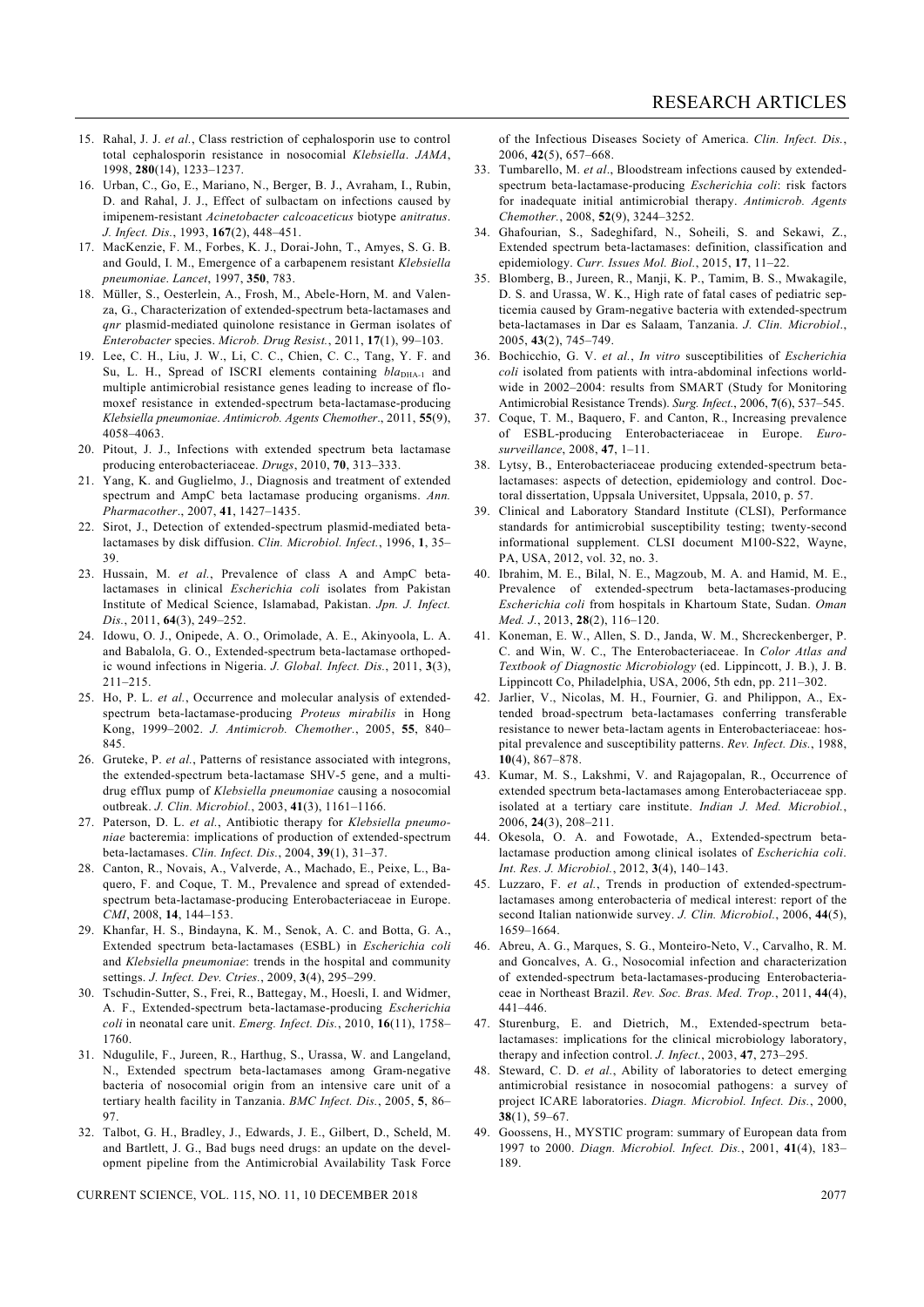15. Rahal, J. J. *et al.*, Class restriction of cephalosporin use to control total cephalosporin resistance in nosocomial *Klebsiella*. *JAMA*, 1998, **280**(14), 1233–1237.
16. Urban, C., Go, E., Mariano, N., Berger, B. J., Avraham, I., Rubin, D. and Rahal, J. J., Effect of sulbactam on infections caused by imipenem-resistant *Acinetobacter calcoaceticus* biotype *anitratus*. *J. Infect. Dis.*, 1993, **167**(2), 448–451.
17. MacKenzie, F. M., Forbes, K. J., Dorai-John, T., Amyes, S. G. B. and Gould, I. M., Emergence of a carbapenem resistant *Klebsiella pneumoniae*. *Lancet*, 1997, **350**, 783.
18. Müller, S., Oesterlein, A., Frosh, M., Abele-Horn, M. and Valenza, G., Characterization of extended-spectrum beta-lactamases and *qnr* plasmid-mediated quinolone resistance in German isolates of *Enterobacter* species. *Microb. Drug Resist.*, 2011, **17**(1), 99–103.
19. Lee, C. H., Liu, J. W., Li, C. C., Chien, C. C., Tang, Y. F. and Su, L. H., Spread of ISCRI elements containing $bla_{DHA-1}$ and multiple antimicrobial resistance genes leading to increase of flomoxef resistance in extended-spectrum beta-lactamase-producing *Klebsiella pneumoniae*. *Antimicrob. Agents Chemother*., 2011, **55**(9), 4058–4063.
20. Pitout, J. J., Infections with extended spectrum beta lactamase producing enterobacteriaceae. *Drugs*, 2010, **70**, 313–333.
21. Yang, K. and Guglielmo, J., Diagnosis and treatment of extended spectrum and AmpC beta lactamase producing organisms. *Ann. Pharmacother*., 2007, **41**, 1427–1435.
22. Sirot, J., Detection of extended-spectrum plasmid-mediated beta-lactamases by disk diffusion. *Clin. Microbiol. Infect.*, 1996, **1**, 35–39.
23. Hussain, M. *et al.*, Prevalence of class A and AmpC beta-lactamases in clinical *Escherichia coli* isolates from Pakistan Institute of Medical Science, Islamabad, Pakistan. *Jpn. J. Infect. Dis.*, 2011, **64**(3), 249–252.
24. Idowu, O. J., Onipede, A. O., Orimolade, A. E., Akinyoola, L. A. and Babalola, G. O., Extended-spectrum beta-lactamase orthopedic wound infections in Nigeria. *J. Global. Infect. Dis.*, 2011, **3**(3), 211–215.
25. Ho, P. L. *et al.*, Occurrence and molecular analysis of extended-spectrum beta-lactamase-producing *Proteus mirabilis* in Hong Kong, 1999–2002. *J. Antimicrob. Chemother.*, 2005, **55**, 840–845.
26. Gruteke, P. *et al.*, Patterns of resistance associated with integrons, the extended-spectrum beta-lactamase SHV-5 gene, and a multidrug efflux pump of *Klebsiella pneumoniae* causing a nosocomial outbreak. *J. Clin. Microbiol.*, 2003, **41**(3), 1161–1166.
27. Paterson, D. L. *et al.*, Antibiotic therapy for *Klebsiella pneumoniae* bacteremia: implications of production of extended-spectrum beta-lactamases. *Clin. Infect. Dis.*, 2004, **39**(1), 31–37.
28. Canton, R., Novais, A., Valverde, A., Machado, E., Peixe, L., Baquero, F. and Coque, T. M., Prevalence and spread of extended-spectrum beta-lactamase-producing Enterobacteriaceae in Europe. *CMI*, 2008, **14**, 144–153.
29. Khanfar, H. S., Bindayna, K. M., Senok, A. C. and Botta, G. A., Extended spectrum beta-lactamases (ESBL) in *Escherichia coli* and *Klebsiella pneumoniae*: trends in the hospital and community settings. *J. Infect. Dev. Ctries.*, 2009, **3**(4), 295–299.
30. Tschudin-Sutter, S., Frei, R., Battegay, M., Hoesli, I. and Widmer, A. F., Extended-spectrum beta-lactamase-producing *Escherichia coli* in neonatal care unit. *Emerg. Infect. Dis.*, 2010, **16**(11), 1758–1760.
31. Ndugulile, F., Jureen, R., Harthug, S., Urassa, W. and Langeland, N., Extended spectrum beta-lactamases among Gram-negative bacteria of nosocomial origin from an intensive care unit of a tertiary health facility in Tanzania. *BMC Infect. Dis.*, 2005, **5**, 86–97.
32. Talbot, G. H., Bradley, J., Edwards, J. E., Gilbert, D., Scheld, M. and Bartlett, J. G., Bad bugs need drugs: an update on the development pipeline from the Antimicrobial Availability Task Force of the Infectious Diseases Society of America. *Clin. Infect. Dis.*, 2006, **42**(5), 657–668.
33. Tumbarello, M. *et al*., Bloodstream infections caused by extended-spectrum beta-lactamase-producing *Escherichia coli*: risk factors for inadequate initial antimicrobial therapy. *Antimicrob. Agents Chemother.*, 2008, **52**(9), 3244–3252.
34. Ghafourian, S., Sadeghifard, N., Soheili, S. and Sekawi, Z., Extended spectrum beta-lactamases: definition, classification and epidemiology. *Curr. Issues Mol. Biol.*, 2015, **17**, 11–22.
35. Blomberg, B., Jureen, R., Manji, K. P., Tamim, B. S., Mwakagile, D. S. and Urassa, W. K., High rate of fatal cases of pediatric septicemia caused by Gram-negative bacteria with extended-spectrum beta-lactamases in Dar es Salaam, Tanzania. *J. Clin. Microbiol*., 2005, **43**(2), 745–749.
36. Bochicchio, G. V. *et al.*, *In vitro* susceptibilities of *Escherichia coli* isolated from patients with intra-abdominal infections worldwide in 2002–2004: results from SMART (Study for Monitoring Antimicrobial Resistance Trends). *Surg. Infect.*, 2006, **7**(6), 537–545.
37. Coque, T. M., Baquero, F. and Canton, R., Increasing prevalence of ESBL-producing Enterobacteriaceae in Europe. *Eurosurveillance*, 2008, **47**, 1–11.
38. Lytsy, B., Enterobacteriaceae producing extended-spectrum beta-lactamases: aspects of detection, epidemiology and control. Doctoral dissertation, Uppsala Universitet, Uppsala, 2010, p. 57.
39. Clinical and Laboratory Standard Institute (CLSI), Performance standards for antimicrobial susceptibility testing; twenty-second informational supplement. CLSI document M100-S22, Wayne, PA, USA, 2012, vol. 32, no. 3.
40. Ibrahim, M. E., Bilal, N. E., Magzoub, M. A. and Hamid, M. E., Prevalence of extended-spectrum beta-lactamases-producing *Escherichia coli* from hospitals in Khartoum State, Sudan. *Oman Med. J.*, 2013, **28**(2), 116–120.
41. Koneman, E. W., Allen, S. D., Janda, W. M., Shcreckenberger, P. C. and Win, W. C., The Enterobacteriaceae. In *Color Atlas and Textbook of Diagnostic Microbiology* (ed. Lippincott, J. B.), J. B. Lippincott Co, Philadelphia, USA, 2006, 5th edn, pp. 211–302.
42. Jarlier, V., Nicolas, M. H., Fournier, G. and Philippon, A., Extended broad-spectrum beta-lactamases conferring transferable resistance to newer beta-lactam agents in Enterobacteriaceae: hospital prevalence and susceptibility patterns. *Rev. Infect. Dis.*, 1988, **10**(4), 867–878.
43. Kumar, M. S., Lakshmi, V. and Rajagopalan, R., Occurrence of extended spectrum beta-lactamases among Enterobacteriaceae spp. isolated at a tertiary care institute. *Indian J. Med. Microbiol.*, 2006, **24**(3), 208–211.
44. Okesola, O. A. and Fowotade, A., Extended-spectrum beta-lactamase production among clinical isolates of *Escherichia coli*. *Int. Res. J. Microbiol.*, 2012, **3**(4), 140–143.
45. Luzzaro, F. *et al.*, Trends in production of extended-spectrum-lactamases among enterobacteria of medical interest: report of the second Italian nationwide survey. *J. Clin. Microbiol.*, 2006, **44**(5), 1659–1664.
46. Abreu, A. G., Marques, S. G., Monteiro-Neto, V., Carvalho, R. M. and Goncalves, A. G., Nosocomial infection and characterization of extended-spectrum beta-lactamases-producing Enterobacteriaceae in Northeast Brazil. *Rev. Soc. Bras. Med. Trop.*, 2011, **44**(4), 441–446.
47. Sturenburg, E. and Dietrich, M., Extended-spectrum beta-lactamases: implications for the clinical microbiology laboratory, therapy and infection control. *J. Infect.*, 2003, **47**, 273–295.
48. Steward, C. D. *et al.*, Ability of laboratories to detect emerging antimicrobial resistance in nosocomial pathogens: a survey of project ICARE laboratories. *Diagn. Microbiol. Infect. Dis.*, 2000, **38**(1), 59–67.
49. Goossens, H., MYSTIC program: summary of European data from 1997 to 2000. *Diagn. Microbiol. Infect. Dis.*, 2001, **41**(4), 183–189.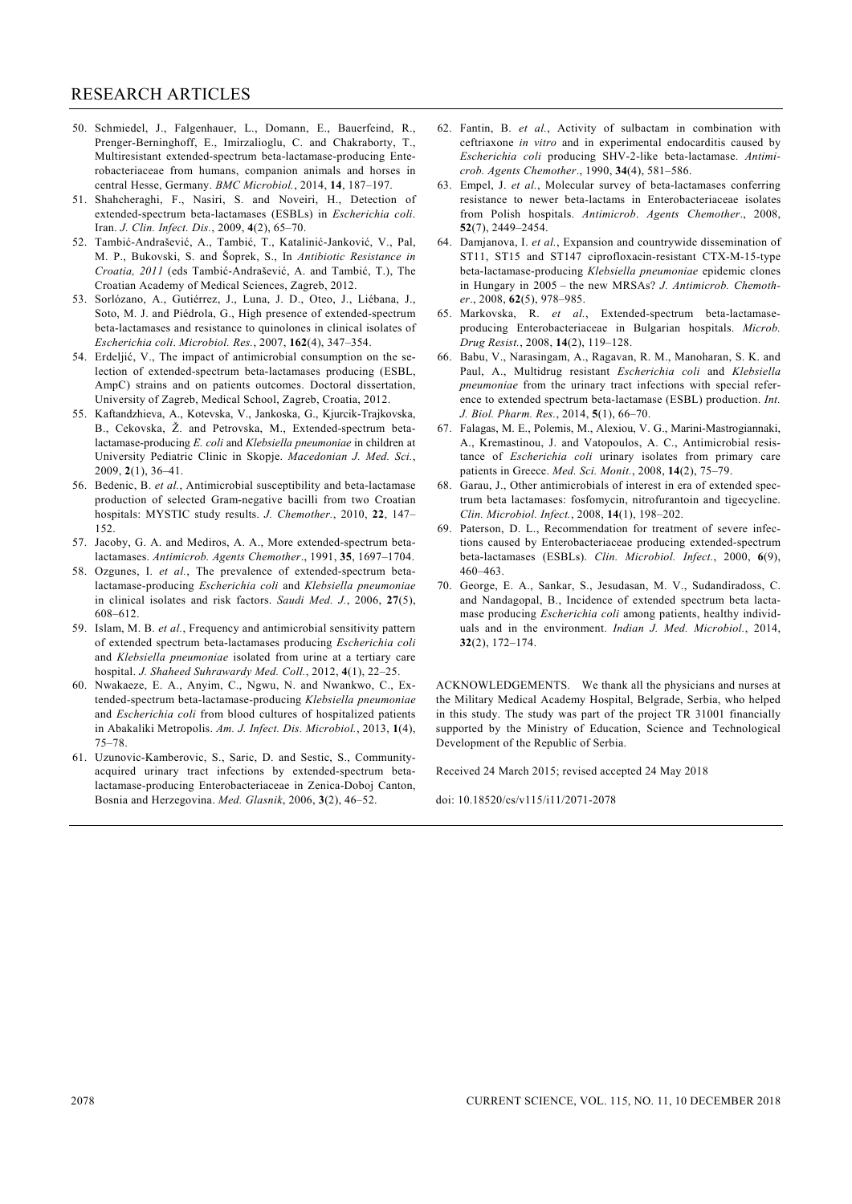50. Schmiedel, J., Falgenhauer, L., Domann, E., Bauerfeind, R., Prenger-Berninghoff, E., Imirzalioglu, C. and Chakraborty, T., Multiresistant extended-spectrum beta-lactamase-producing Enterobacteriaceae from humans, companion animals and horses in central Hesse, Germany. *BMC Microbiol.*, 2014, **14**, 187–197.
51. Shahcheraghi, F., Nasiri, S. and Noveiri, H., Detection of extended-spectrum beta-lactamases (ESBLs) in *Escherichia coli*. Iran. *J. Clin. Infect. Dis.*, 2009, **4**(2), 65–70.
52. Tambić-Andrašević, A., Tambić, T., Katalinić-Janković, V., Pal, M. P., Bukovski, S. and Šoprek, S., In *Antibiotic Resistance in Croatia, 2011* (eds Tambić-Andrašević, A. and Tambić, T.), The Croatian Academy of Medical Sciences, Zagreb, 2012.
53. Sorlózano, A., Gutiérrez, J., Luna, J. D., Oteo, J., Liébana, J., Soto, M. J. and Piédrola, G., High presence of extended-spectrum beta-lactamases and resistance to quinolones in clinical isolates of *Escherichia coli*. *Microbiol. Res.*, 2007, **162**(4), 347–354.
54. Erdeljić, V., The impact of antimicrobial consumption on the selection of extended-spectrum beta-lactamases producing (ESBL, AmpC) strains and on patients outcomes. Doctoral dissertation, University of Zagreb, Medical School, Zagreb, Croatia, 2012.
55. Kaftandzhieva, A., Kotevska, V., Jankoska, G., Kjurcik-Trajkovska, B., Cekovska, Ž. and Petrovska, M., Extended-spectrum beta-lactamase-producing *E. coli* and *Klebsiella pneumoniae* in children at University Pediatric Clinic in Skopje. *Macedonian J. Med. Sci.*, 2009, **2**(1), 36–41.
56. Bedenic, B. *et al.*, Antimicrobial susceptibility and beta-lactamase production of selected Gram-negative bacilli from two Croatian hospitals: MYSTIC study results. *J. Chemother.*, 2010, **22**, 147–152.
57. Jacoby, G. A. and Mediros, A. A., More extended-spectrum beta-lactamases. *Antimicrob. Agents Chemother*., 1991, **35**, 1697–1704.
58. Ozgunes, I. *et al.*, The prevalence of extended-spectrum beta-lactamase-producing *Escherichia coli* and *Klebsiella pneumoniae* in clinical isolates and risk factors. *Saudi Med. J.*, 2006, **27**(5), 608–612.
59. Islam, M. B. *et al.*, Frequency and antimicrobial sensitivity pattern of extended spectrum beta-lactamases producing *Escherichia coli* and *Klebsiella pneumoniae* isolated from urine at a tertiary care hospital. *J. Shaheed Suhrawardy Med. Coll.*, 2012, **4**(1), 22–25.
60. Nwakaeze, E. A., Anyim, C., Ngwu, N. and Nwankwo, C., Extended-spectrum beta-lactamase-producing *Klebsiella pneumoniae* and *Escherichia coli* from blood cultures of hospitalized patients in Abakaliki Metropolis. *Am. J. Infect. Dis. Microbiol.*, 2013, **1**(4), 75–78.
61. Uzunovic-Kamberovic, S., Saric, D. and Sestic, S., Community-acquired urinary tract infections by extended-spectrum beta-lactamase-producing Enterobacteriaceae in Zenica-Doboj Canton, Bosnia and Herzegovina. *Med. Glasnik*, 2006, **3**(2), 46–52.
62. Fantin, B. *et al.*, Activity of sulbactam in combination with ceftriaxone *in vitro* and in experimental endocarditis caused by *Escherichia coli* producing SHV-2-like beta-lactamase. *Antimicrob. Agents Chemother*., 1990, **34**(4), 581–586.
63. Empel, J. *et al.*, Molecular survey of beta-lactamases conferring resistance to newer beta-lactams in Enterobacteriaceae isolates from Polish hospitals. *Antimicrob*. *Agents Chemother*., 2008, **52**(7), 2449–2454.
64. Damjanova, I. *et al.*, Expansion and countrywide dissemination of ST11, ST15 and ST147 ciprofloxacin-resistant CTX-M-15-type beta-lactamase-producing *Klebsiella pneumoniae* epidemic clones in Hungary in 2005 – the new MRSAs? *J. Antimicrob. Chemother*., 2008, **62**(5), 978–985.
65. Markovska, R. *et al.*, Extended-spectrum beta-lactamase-producing Enterobacteriaceae in Bulgarian hospitals. *Microb. Drug Resist.*, 2008, **14**(2), 119–128.
66. Babu, V., Narasingam, A., Ragavan, R. M., Manoharan, S. K. and Paul, A., Multidrug resistant *Escherichia coli* and *Klebsiella pneumoniae* from the urinary tract infections with special reference to extended spectrum beta-lactamase (ESBL) production. *Int. J. Biol. Pharm. Res.*, 2014, **5**(1), 66–70.
67. Falagas, M. E., Polemis, M., Alexiou, V. G., Marini-Mastrogiannaki, A., Kremastinou, J. and Vatopoulos, A. C., Antimicrobial resistance of *Escherichia coli* urinary isolates from primary care patients in Greece. *Med. Sci. Monit.*, 2008, **14**(2), 75–79.
68. Garau, J., Other antimicrobials of interest in era of extended spectrum beta lactamases: fosfomycin, nitrofurantoin and tigecycline. *Clin. Microbiol. Infect.*, 2008, **14**(1), 198–202.
69. Paterson, D. L., Recommendation for treatment of severe infections caused by Enterobacteriaceae producing extended-spectrum beta-lactamases (ESBLs). *Clin. Microbiol. Infect.*, 2000, **6**(9), 460–463.
70. George, E. A., Sankar, S., Jesudasan, M. V., Sudandiradoss, C. and Nandagopal, B., Incidence of extended spectrum beta lactamase producing *Escherichia coli* among patients, healthy individuals and in the environment. *Indian J. Med. Microbiol.*, 2014, **32**(2), 172–174.

ACKNOWLEDGEMENTS. We thank all the physicians and nurses at the Military Medical Academy Hospital, Belgrade, Serbia, who helped in this study. The study was part of the project TR 31001 financially supported by the Ministry of Education, Science and Technological Development of the Republic of Serbia.

Received 24 March 2015; revised accepted 24 May 2018

doi: 10.18520/cs/v115/i11/2071-2078